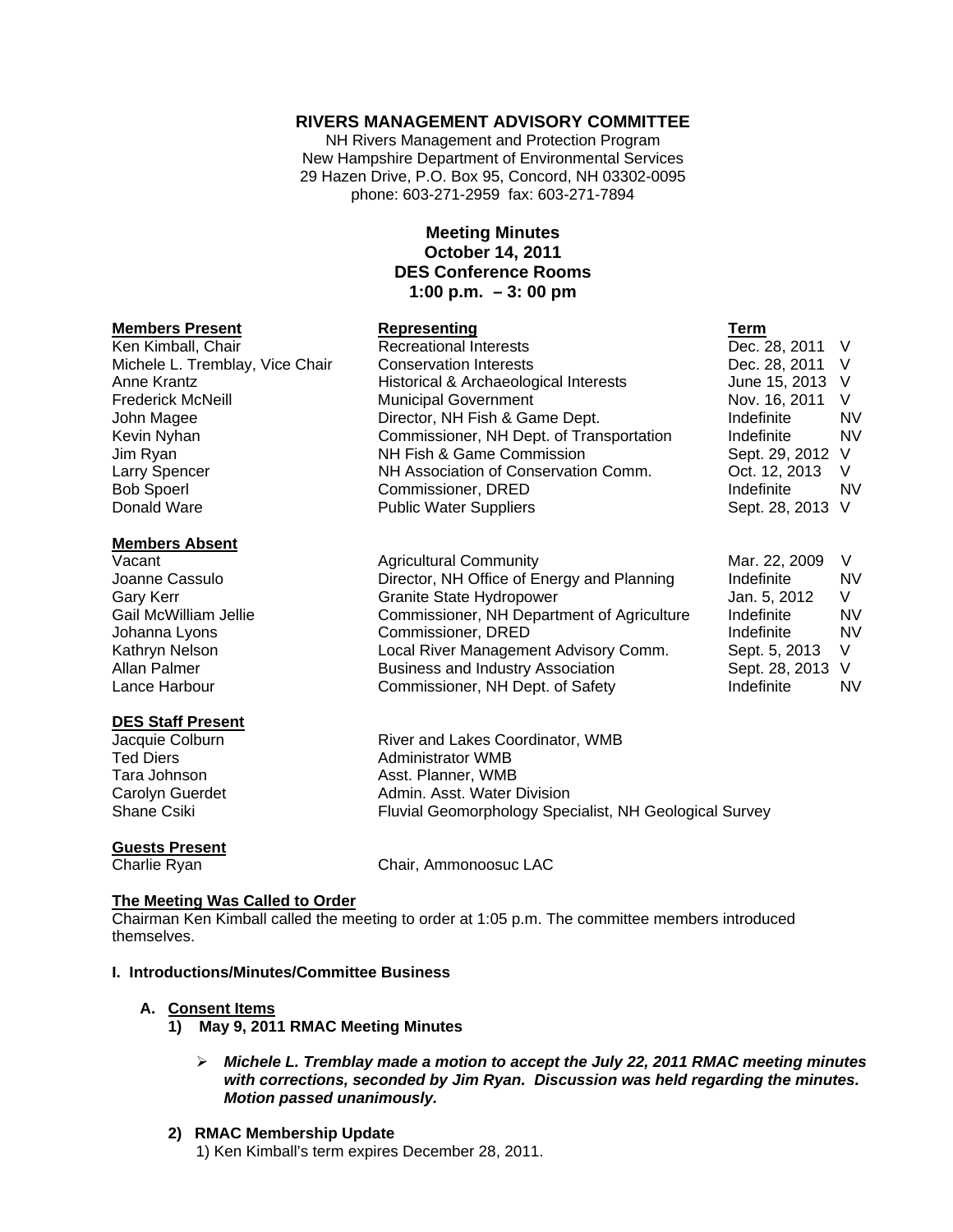**RIVERS MANAGEMENT ADVISORY COMMITTEE**

NH Rivers Management and Protection Program
New Hampshire Department of Environmental Services
29 Hazen Drive, P.O. Box 95, Concord, NH 03302-0095
phone: 603-271-2959 fax: 603-271-7894

**Meeting Minutes**
**October 14, 2011**
**DES Conference Rooms**
**1:00 p.m. – 3: 00 pm**

| **Members Present** | **Representing** | **Term** | |
|---|---|---|---|
| Ken Kimball, Chair | Recreational Interests | Dec. 28, 2011 | V |
| Michele L. Tremblay, Vice Chair | Conservation Interests | Dec. 28, 2011 | V |
| Anne Krantz | Historical & Archaeological Interests | June 15, 2013 | V |
| Frederick McNeill | Municipal Government | Nov. 16, 2011 | V |
| John Magee | Director, NH Fish & Game Dept. | Indefinite | NV |
| Kevin Nyhan | Commissioner, NH Dept. of Transportation | Indefinite | NV |
| Jim Ryan | NH Fish & Game Commission | Sept. 29, 2012 | V |
| Larry Spencer | NH Association of Conservation Comm. | Oct. 12, 2013 | V |
| Bob Spoerl | Commissioner, DRED | Indefinite | NV |
| Donald Ware | Public Water Suppliers | Sept. 28, 2013 | V |

| **Members Absent** | | | |
|---|---|---|---|
| Vacant | Agricultural Community | Mar. 22, 2009 | V |
| Joanne Cassulo | Director, NH Office of Energy and Planning | Indefinite | NV |
| Gary Kerr | Granite State Hydropower | Jan. 5, 2012 | V |
| Gail McWilliam Jellie | Commissioner, NH Department of Agriculture | Indefinite | NV |
| Johanna Lyons | Commissioner, DRED | Indefinite | NV |
| Kathryn Nelson | Local River Management Advisory Comm. | Sept. 5, 2013 | V |
| Allan Palmer | Business and Industry Association | Sept. 28, 2013 | V |
| Lance Harbour | Commissioner, NH Dept. of Safety | Indefinite | NV |

| **DES Staff Present** | |
|---|---|
| Jacquie Colburn | River and Lakes Coordinator, WMB |
| Ted Diers | Administrator WMB |
| Tara Johnson | Asst. Planner, WMB |
| Carolyn Guerdet | Admin. Asst. Water Division |
| Shane Csiki | Fluvial Geomorphology Specialist, NH Geological Survey |

| **Guests Present** | |
|---|---|
| Charlie Ryan | Chair, Ammonoosuc LAC |

**The Meeting Was Called to Order**

Chairman Ken Kimball called the meeting to order at 1:05 p.m. The committee members introduced themselves.

**I. Introductions/Minutes/Committee Business**

**A. Consent Items**

**1) May 9, 2011 RMAC Meeting Minutes**

- ***Michele L. Tremblay made a motion to accept the July 22, 2011 RMAC meeting minutes with corrections, seconded by Jim Ryan. Discussion was held regarding the minutes. Motion passed unanimously.***

**2) RMAC Membership Update**

1) Ken Kimball's term expires December 28, 2011.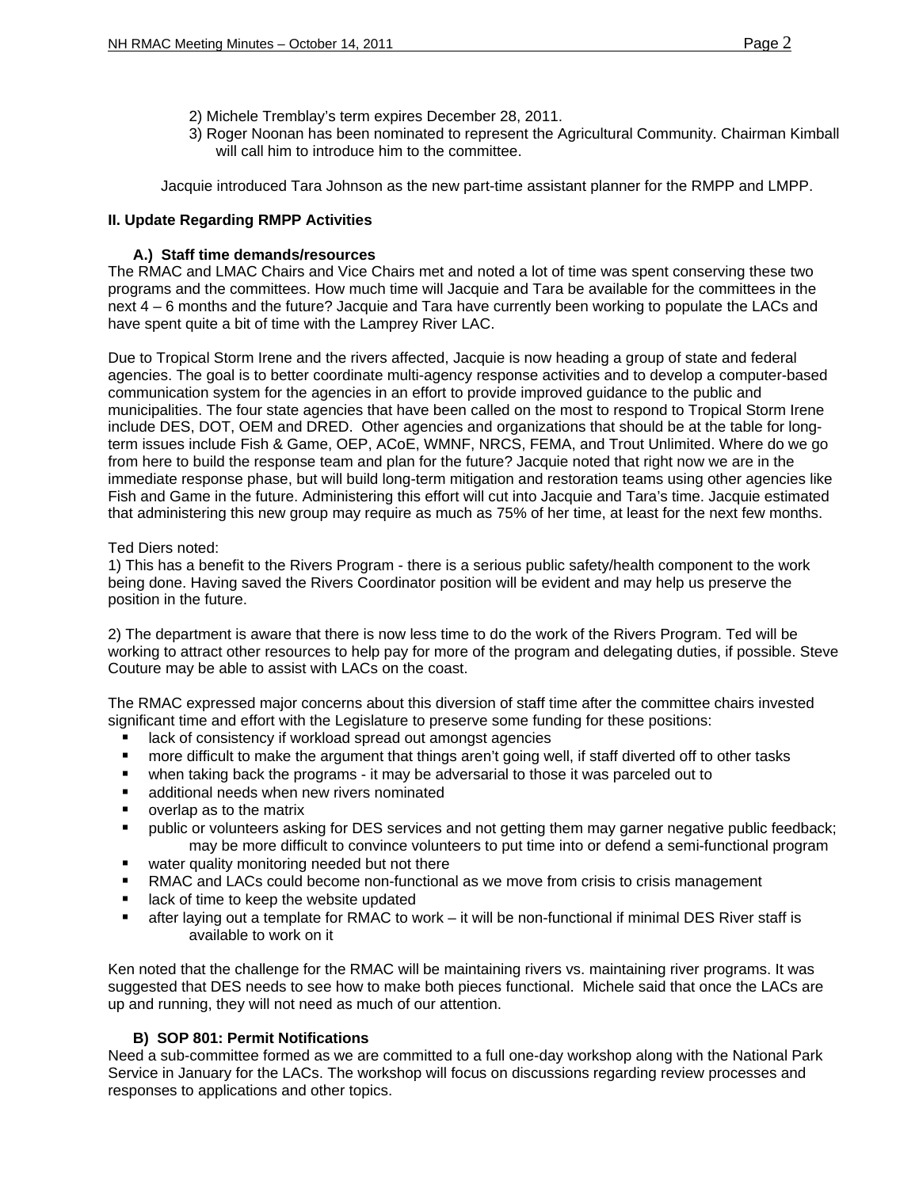2) Michele Tremblay's term expires December 28, 2011.
3) Roger Noonan has been nominated to represent the Agricultural Community. Chairman Kimball will call him to introduce him to the committee.

Jacquie introduced Tara Johnson as the new part-time assistant planner for the RMPP and LMPP.

**II. Update Regarding RMPP Activities**

**A.) Staff time demands/resources**

The RMAC and LMAC Chairs and Vice Chairs met and noted a lot of time was spent conserving these two programs and the committees. How much time will Jacquie and Tara be available for the committees in the next 4 – 6 months and the future? Jacquie and Tara have currently been working to populate the LACs and have spent quite a bit of time with the Lamprey River LAC.

Due to Tropical Storm Irene and the rivers affected, Jacquie is now heading a group of state and federal agencies. The goal is to better coordinate multi-agency response activities and to develop a computer-based communication system for the agencies in an effort to provide improved guidance to the public and municipalities. The four state agencies that have been called on the most to respond to Tropical Storm Irene include DES, DOT, OEM and DRED. Other agencies and organizations that should be at the table for long-term issues include Fish & Game, OEP, ACoE, WMNF, NRCS, FEMA, and Trout Unlimited. Where do we go from here to build the response team and plan for the future? Jacquie noted that right now we are in the immediate response phase, but will build long-term mitigation and restoration teams using other agencies like Fish and Game in the future. Administering this effort will cut into Jacquie and Tara's time. Jacquie estimated that administering this new group may require as much as 75% of her time, at least for the next few months.

Ted Diers noted:
1) This has a benefit to the Rivers Program - there is a serious public safety/health component to the work being done. Having saved the Rivers Coordinator position will be evident and may help us preserve the position in the future.

2) The department is aware that there is now less time to do the work of the Rivers Program. Ted will be working to attract other resources to help pay for more of the program and delegating duties, if possible. Steve Couture may be able to assist with LACs on the coast.

The RMAC expressed major concerns about this diversion of staff time after the committee chairs invested significant time and effort with the Legislature to preserve some funding for these positions:

- lack of consistency if workload spread out amongst agencies
- more difficult to make the argument that things aren't going well, if staff diverted off to other tasks
- when taking back the programs - it may be adversarial to those it was parceled out to
- additional needs when new rivers nominated
- overlap as to the matrix
- public or volunteers asking for DES services and not getting them may garner negative public feedback; may be more difficult to convince volunteers to put time into or defend a semi-functional program
- water quality monitoring needed but not there
- RMAC and LACs could become non-functional as we move from crisis to crisis management
- lack of time to keep the website updated
- after laying out a template for RMAC to work – it will be non-functional if minimal DES River staff is available to work on it

Ken noted that the challenge for the RMAC will be maintaining rivers vs. maintaining river programs. It was suggested that DES needs to see how to make both pieces functional. Michele said that once the LACs are up and running, they will not need as much of our attention.

**B) SOP 801: Permit Notifications**

Need a sub-committee formed as we are committed to a full one-day workshop along with the National Park Service in January for the LACs. The workshop will focus on discussions regarding review processes and responses to applications and other topics.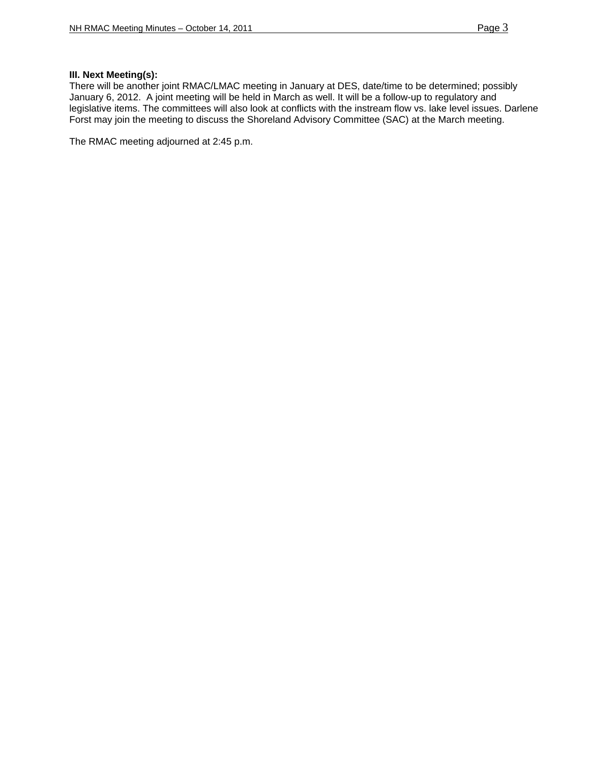**III. Next Meeting(s):**
There will be another joint RMAC/LMAC meeting in January at DES, date/time to be determined; possibly January 6, 2012. A joint meeting will be held in March as well. It will be a follow-up to regulatory and legislative items. The committees will also look at conflicts with the instream flow vs. lake level issues. Darlene Forst may join the meeting to discuss the Shoreland Advisory Committee (SAC) at the March meeting.

The RMAC meeting adjourned at 2:45 p.m.